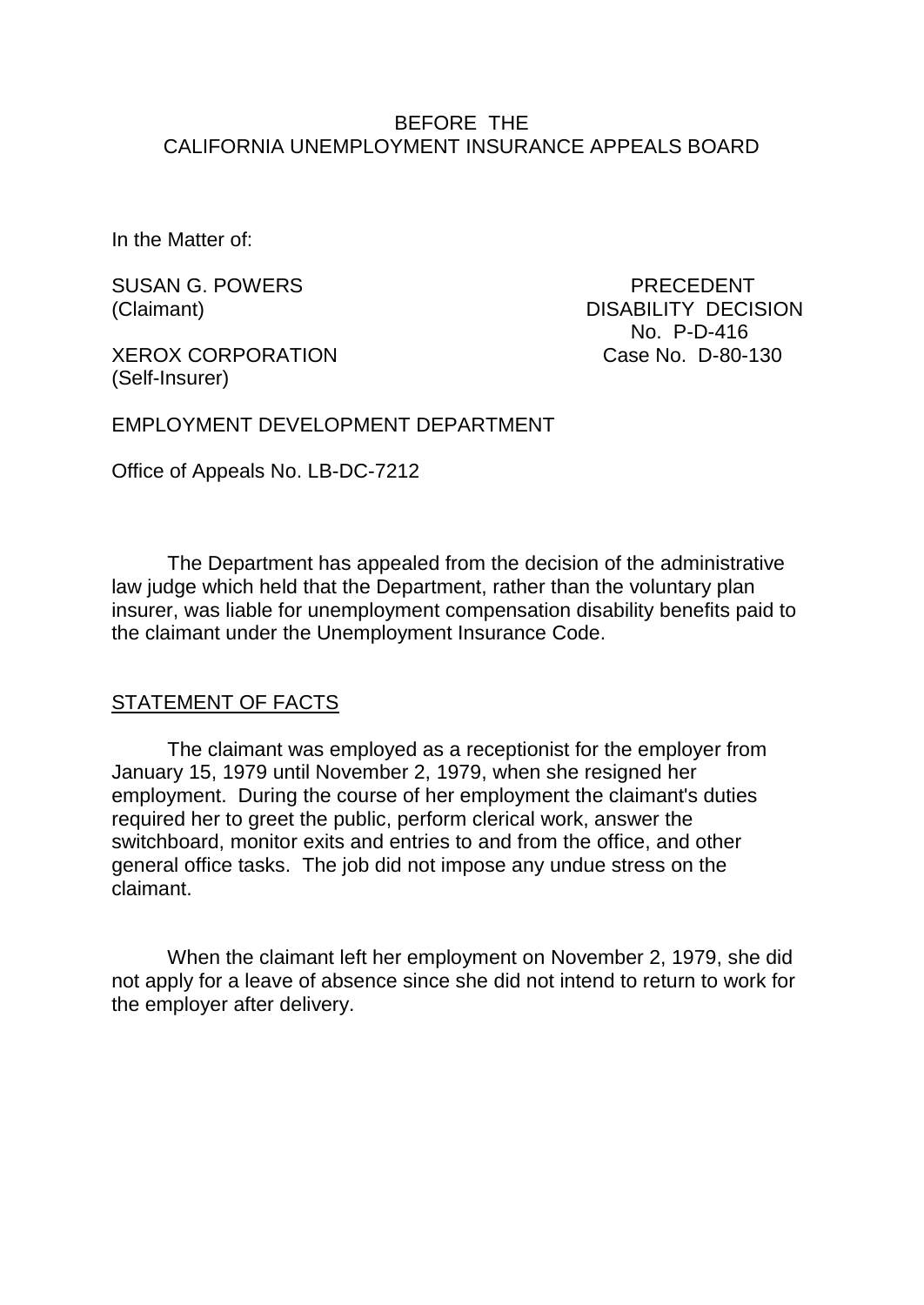BEFORE THE
CALIFORNIA UNEMPLOYMENT INSURANCE APPEALS BOARD

In the Matter of:

SUSAN G. POWERS
(Claimant)

XEROX CORPORATION
(Self-Insurer)

PRECEDENT
DISABILITY DECISION
No. P-D-416
Case No. D-80-130

EMPLOYMENT DEVELOPMENT DEPARTMENT

Office of Appeals No. LB-DC-7212

The Department has appealed from the decision of the administrative law judge which held that the Department, rather than the voluntary plan insurer, was liable for unemployment compensation disability benefits paid to the claimant under the Unemployment Insurance Code.

STATEMENT OF FACTS

The claimant was employed as a receptionist for the employer from January 15, 1979 until November 2, 1979, when she resigned her employment. During the course of her employment the claimant's duties required her to greet the public, perform clerical work, answer the switchboard, monitor exits and entries to and from the office, and other general office tasks. The job did not impose any undue stress on the claimant.

When the claimant left her employment on November 2, 1979, she did not apply for a leave of absence since she did not intend to return to work for the employer after delivery.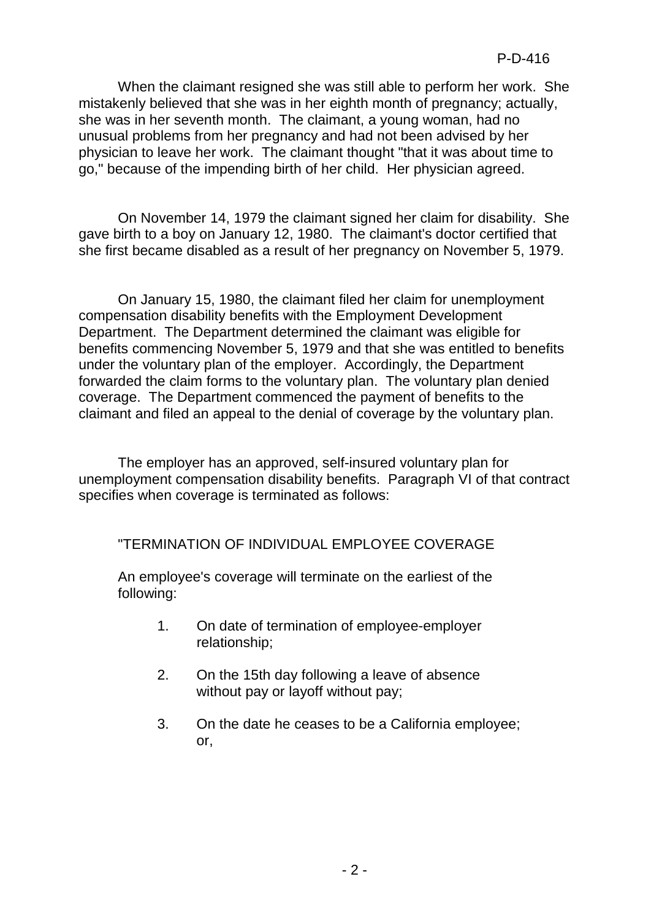When the claimant resigned she was still able to perform her work. She mistakenly believed that she was in her eighth month of pregnancy; actually, she was in her seventh month. The claimant, a young woman, had no unusual problems from her pregnancy and had not been advised by her physician to leave her work. The claimant thought "that it was about time to go," because of the impending birth of her child. Her physician agreed.

On November 14, 1979 the claimant signed her claim for disability. She gave birth to a boy on January 12, 1980. The claimant's doctor certified that she first became disabled as a result of her pregnancy on November 5, 1979.

On January 15, 1980, the claimant filed her claim for unemployment compensation disability benefits with the Employment Development Department. The Department determined the claimant was eligible for benefits commencing November 5, 1979 and that she was entitled to benefits under the voluntary plan of the employer. Accordingly, the Department forwarded the claim forms to the voluntary plan. The voluntary plan denied coverage. The Department commenced the payment of benefits to the claimant and filed an appeal to the denial of coverage by the voluntary plan.

The employer has an approved, self-insured voluntary plan for unemployment compensation disability benefits. Paragraph VI of that contract specifies when coverage is terminated as follows:

> "TERMINATION OF INDIVIDUAL EMPLOYEE COVERAGE
>
> An employee's coverage will terminate on the earliest of the following:
>
> 1. On date of termination of employee-employer relationship;
> 2. On the 15th day following a leave of absence without pay or layoff without pay;
> 3. On the date he ceases to be a California employee; or,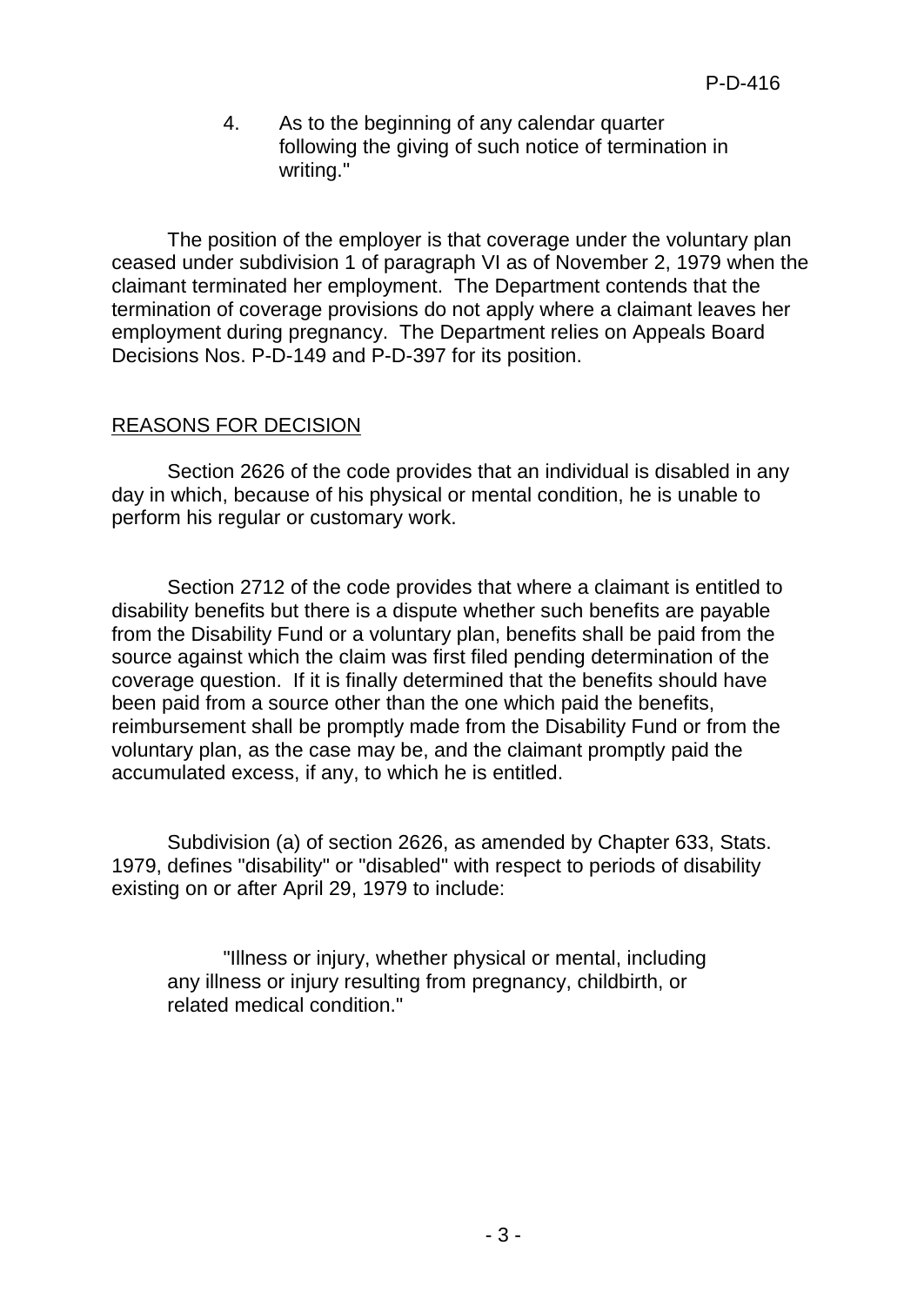4. As to the beginning of any calendar quarter following the giving of such notice of termination in writing."

The position of the employer is that coverage under the voluntary plan ceased under subdivision 1 of paragraph VI as of November 2, 1979 when the claimant terminated her employment. The Department contends that the termination of coverage provisions do not apply where a claimant leaves her employment during pregnancy. The Department relies on Appeals Board Decisions Nos. P-D-149 and P-D-397 for its position.

## REASONS FOR DECISION

Section 2626 of the code provides that an individual is disabled in any day in which, because of his physical or mental condition, he is unable to perform his regular or customary work.

Section 2712 of the code provides that where a claimant is entitled to disability benefits but there is a dispute whether such benefits are payable from the Disability Fund or a voluntary plan, benefits shall be paid from the source against which the claim was first filed pending determination of the coverage question. If it is finally determined that the benefits should have been paid from a source other than the one which paid the benefits, reimbursement shall be promptly made from the Disability Fund or from the voluntary plan, as the case may be, and the claimant promptly paid the accumulated excess, if any, to which he is entitled.

Subdivision (a) of section 2626, as amended by Chapter 633, Stats. 1979, defines "disability" or "disabled" with respect to periods of disability existing on or after April 29, 1979 to include:

> "Illness or injury, whether physical or mental, including any illness or injury resulting from pregnancy, childbirth, or related medical condition."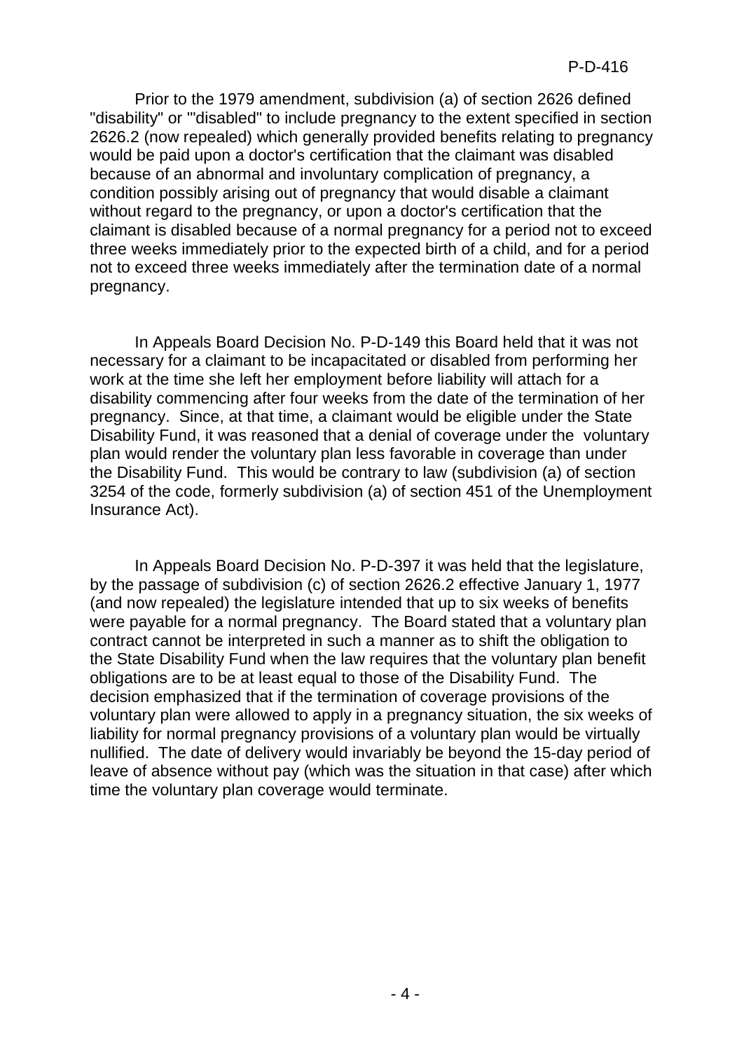Prior to the 1979 amendment, subdivision (a) of section 2626 defined "disability" or "'disabled" to include pregnancy to the extent specified in section 2626.2 (now repealed) which generally provided benefits relating to pregnancy would be paid upon a doctor's certification that the claimant was disabled because of an abnormal and involuntary complication of pregnancy, a condition possibly arising out of pregnancy that would disable a claimant without regard to the pregnancy, or upon a doctor's certification that the claimant is disabled because of a normal pregnancy for a period not to exceed three weeks immediately prior to the expected birth of a child, and for a period not to exceed three weeks immediately after the termination date of a normal pregnancy.

In Appeals Board Decision No. P-D-149 this Board held that it was not necessary for a claimant to be incapacitated or disabled from performing her work at the time she left her employment before liability will attach for a disability commencing after four weeks from the date of the termination of her pregnancy. Since, at that time, a claimant would be eligible under the State Disability Fund, it was reasoned that a denial of coverage under the voluntary plan would render the voluntary plan less favorable in coverage than under the Disability Fund. This would be contrary to law (subdivision (a) of section 3254 of the code, formerly subdivision (a) of section 451 of the Unemployment Insurance Act).

In Appeals Board Decision No. P-D-397 it was held that the legislature, by the passage of subdivision (c) of section 2626.2 effective January 1, 1977 (and now repealed) the legislature intended that up to six weeks of benefits were payable for a normal pregnancy. The Board stated that a voluntary plan contract cannot be interpreted in such a manner as to shift the obligation to the State Disability Fund when the law requires that the voluntary plan benefit obligations are to be at least equal to those of the Disability Fund. The decision emphasized that if the termination of coverage provisions of the voluntary plan were allowed to apply in a pregnancy situation, the six weeks of liability for normal pregnancy provisions of a voluntary plan would be virtually nullified. The date of delivery would invariably be beyond the 15-day period of leave of absence without pay (which was the situation in that case) after which time the voluntary plan coverage would terminate.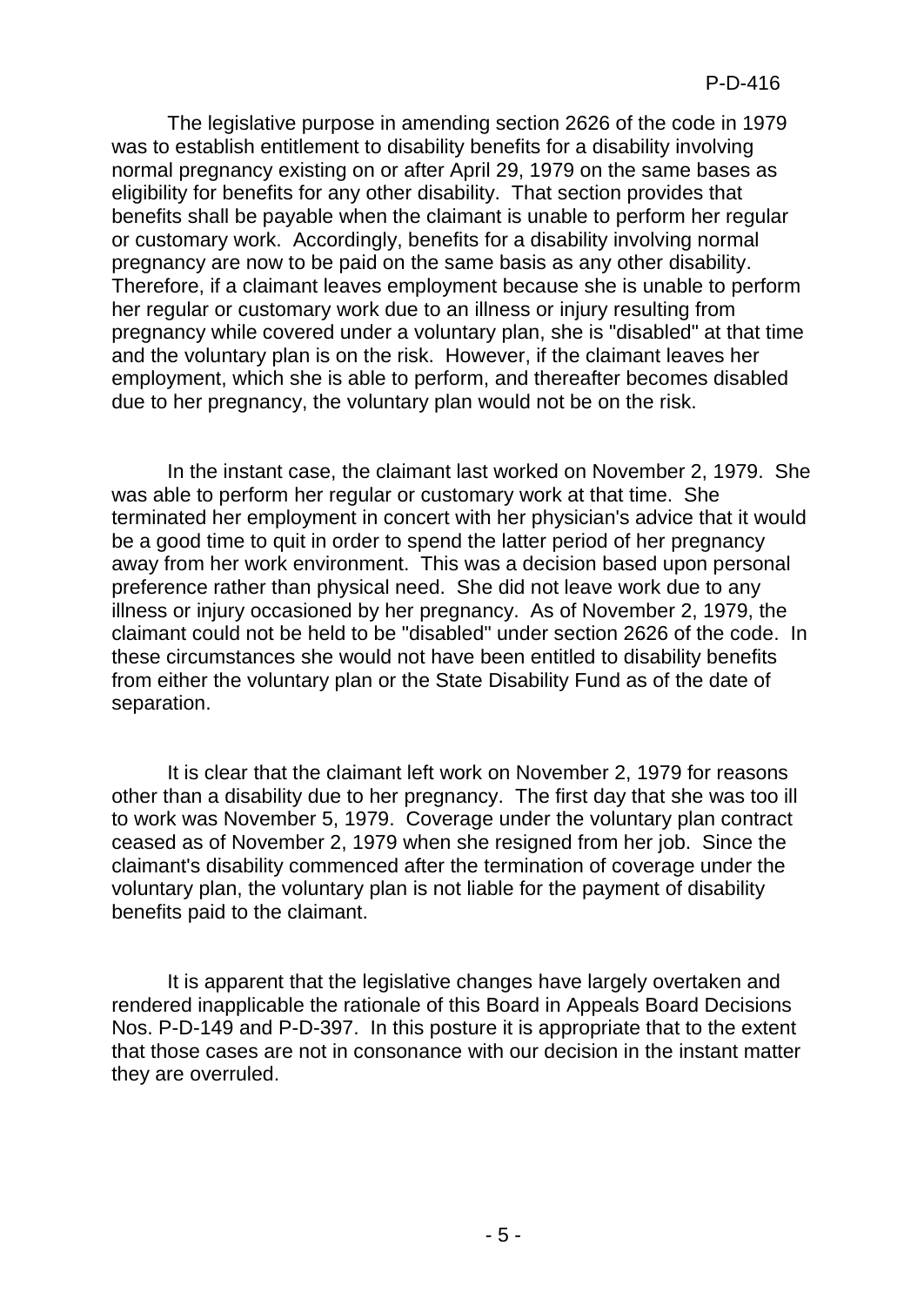The legislative purpose in amending section 2626 of the code in 1979 was to establish entitlement to disability benefits for a disability involving normal pregnancy existing on or after April 29, 1979 on the same bases as eligibility for benefits for any other disability. That section provides that benefits shall be payable when the claimant is unable to perform her regular or customary work. Accordingly, benefits for a disability involving normal pregnancy are now to be paid on the same basis as any other disability. Therefore, if a claimant leaves employment because she is unable to perform her regular or customary work due to an illness or injury resulting from pregnancy while covered under a voluntary plan, she is "disabled" at that time and the voluntary plan is on the risk. However, if the claimant leaves her employment, which she is able to perform, and thereafter becomes disabled due to her pregnancy, the voluntary plan would not be on the risk.

In the instant case, the claimant last worked on November 2, 1979. She was able to perform her regular or customary work at that time. She terminated her employment in concert with her physician's advice that it would be a good time to quit in order to spend the latter period of her pregnancy away from her work environment. This was a decision based upon personal preference rather than physical need. She did not leave work due to any illness or injury occasioned by her pregnancy. As of November 2, 1979, the claimant could not be held to be "disabled" under section 2626 of the code. In these circumstances she would not have been entitled to disability benefits from either the voluntary plan or the State Disability Fund as of the date of separation.

It is clear that the claimant left work on November 2, 1979 for reasons other than a disability due to her pregnancy. The first day that she was too ill to work was November 5, 1979. Coverage under the voluntary plan contract ceased as of November 2, 1979 when she resigned from her job. Since the claimant's disability commenced after the termination of coverage under the voluntary plan, the voluntary plan is not liable for the payment of disability benefits paid to the claimant.

It is apparent that the legislative changes have largely overtaken and rendered inapplicable the rationale of this Board in Appeals Board Decisions Nos. P-D-149 and P-D-397. In this posture it is appropriate that to the extent that those cases are not in consonance with our decision in the instant matter they are overruled.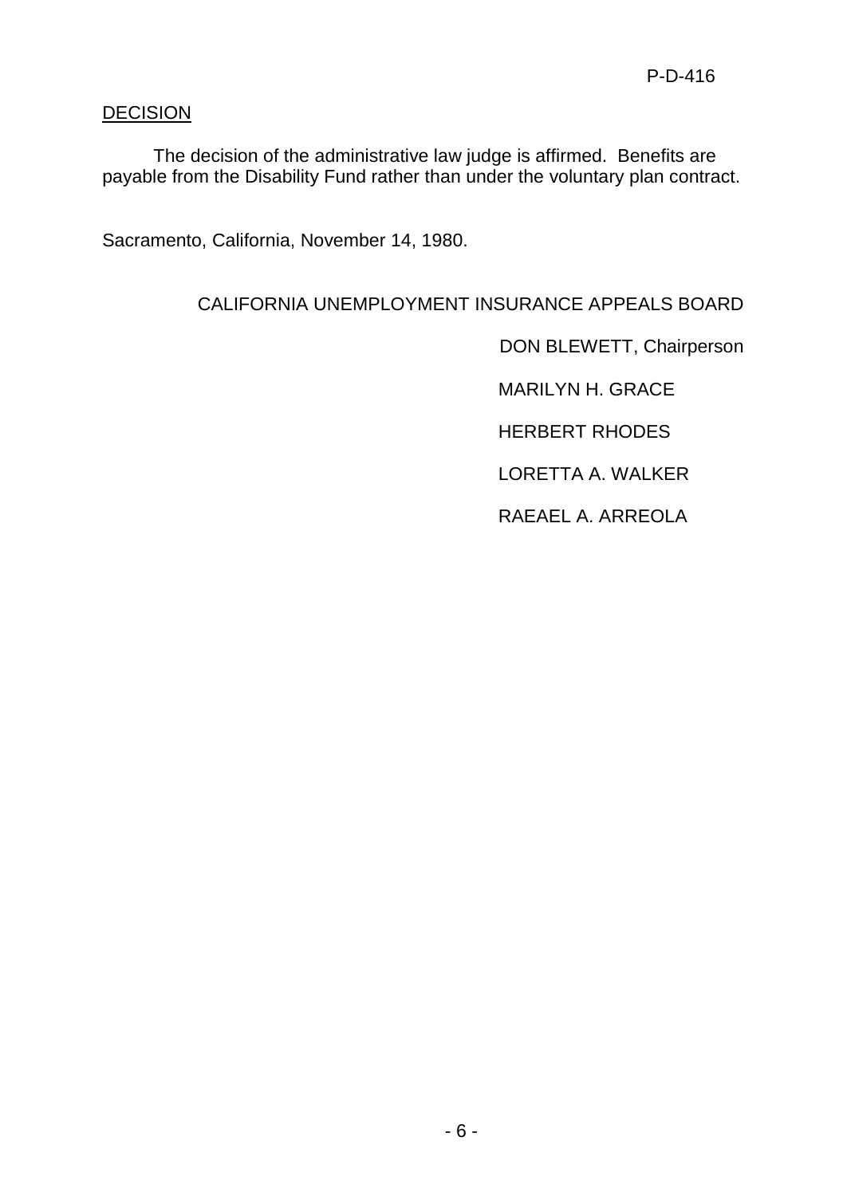## DECISION

The decision of the administrative law judge is affirmed. Benefits are payable from the Disability Fund rather than under the voluntary plan contract.

Sacramento, California, November 14, 1980.

CALIFORNIA UNEMPLOYMENT INSURANCE APPEALS BOARD

DON BLEWETT, Chairperson

MARILYN H. GRACE

HERBERT RHODES

LORETTA A. WALKER

RAEAEL A. ARREOLA